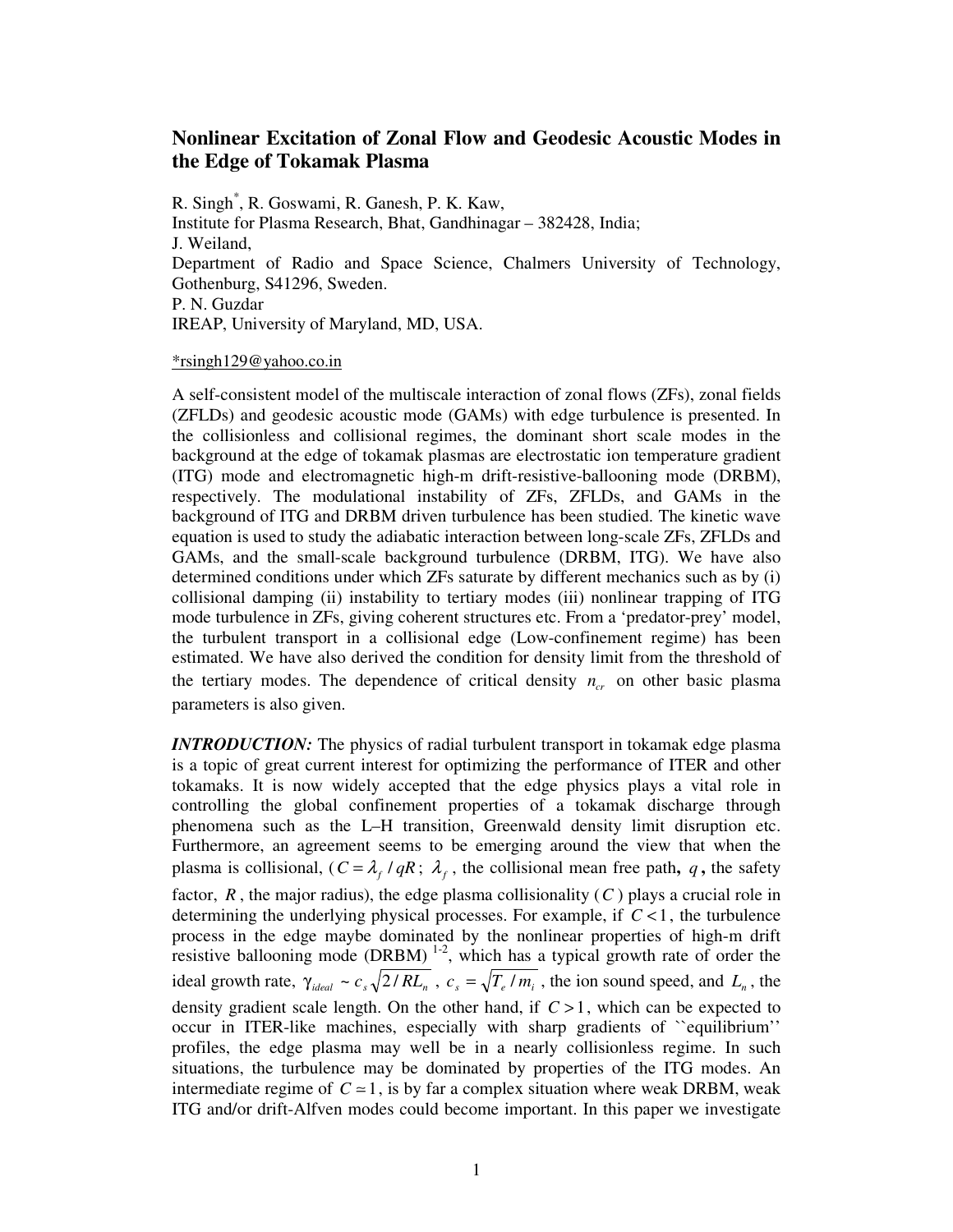# Nonlinear Excitation of Zonal Flow and Geodesic Acoustic Modes in the Edge of Tokamak Plasma

R. Singh*, R. Goswami, R. Ganesh, P. K. Kaw,
Institute for Plasma Research, Bhat, Gandhinagar – 382428, India;
J. Weiland,
Department of Radio and Space Science, Chalmers University of Technology, Gothenburg, S41296, Sweden.
P. N. Guzdar
IREAP, University of Maryland, MD, USA.

*rsingh129@yahoo.co.in

A self-consistent model of the multiscale interaction of zonal flows (ZFs), zonal fields (ZFLDs) and geodesic acoustic mode (GAMs) with edge turbulence is presented. In the collisionless and collisional regimes, the dominant short scale modes in the background at the edge of tokamak plasmas are electrostatic ion temperature gradient (ITG) mode and electromagnetic high-m drift-resistive-ballooning mode (DRBM), respectively. The modulational instability of ZFs, ZFLDs, and GAMs in the background of ITG and DRBM driven turbulence has been studied. The kinetic wave equation is used to study the adiabatic interaction between long-scale ZFs, ZFLDs and GAMs, and the small-scale background turbulence (DRBM, ITG). We have also determined conditions under which ZFs saturate by different mechanics such as by (i) collisional damping (ii) instability to tertiary modes (iii) nonlinear trapping of ITG mode turbulence in ZFs, giving coherent structures etc. From a 'predator-prey' model, the turbulent transport in a collisional edge (Low-confinement regime) has been estimated. We have also derived the condition for density limit from the threshold of the tertiary modes. The dependence of critical density $n_{cr}$ on other basic plasma parameters is also given.

***INTRODUCTION:*** The physics of radial turbulent transport in tokamak edge plasma is a topic of great current interest for optimizing the performance of ITER and other tokamaks. It is now widely accepted that the edge physics plays a vital role in controlling the global confinement properties of a tokamak discharge through phenomena such as the L–H transition, Greenwald density limit disruption etc. Furthermore, an agreement seems to be emerging around the view that when the plasma is collisional, ($C = \lambda_f / qR$; $\lambda_f$, the collisional mean free path**,** $q$**,** the safety factor, $R$, the major radius), the edge plasma collisionality ($C$) plays a crucial role in determining the underlying physical processes. For example, if $C < 1$, the turbulence process in the edge maybe dominated by the nonlinear properties of high-m drift resistive ballooning mode (DRBM) [1-2], which has a typical growth rate of order the ideal growth rate, $\gamma_{ideal} \sim c_s \sqrt{2/RL_n}$, $c_s = \sqrt{T_e / m_i}$, the ion sound speed, and $L_n$, the density gradient scale length. On the other hand, if $C > 1$, which can be expected to occur in ITER-like machines, especially with sharp gradients of ``equilibrium'' profiles, the edge plasma may well be in a nearly collisionless regime. In such situations, the turbulence may be dominated by properties of the ITG modes. An intermediate regime of $C \simeq 1$, is by far a complex situation where weak DRBM, weak ITG and/or drift-Alfven modes could become important. In this paper we investigate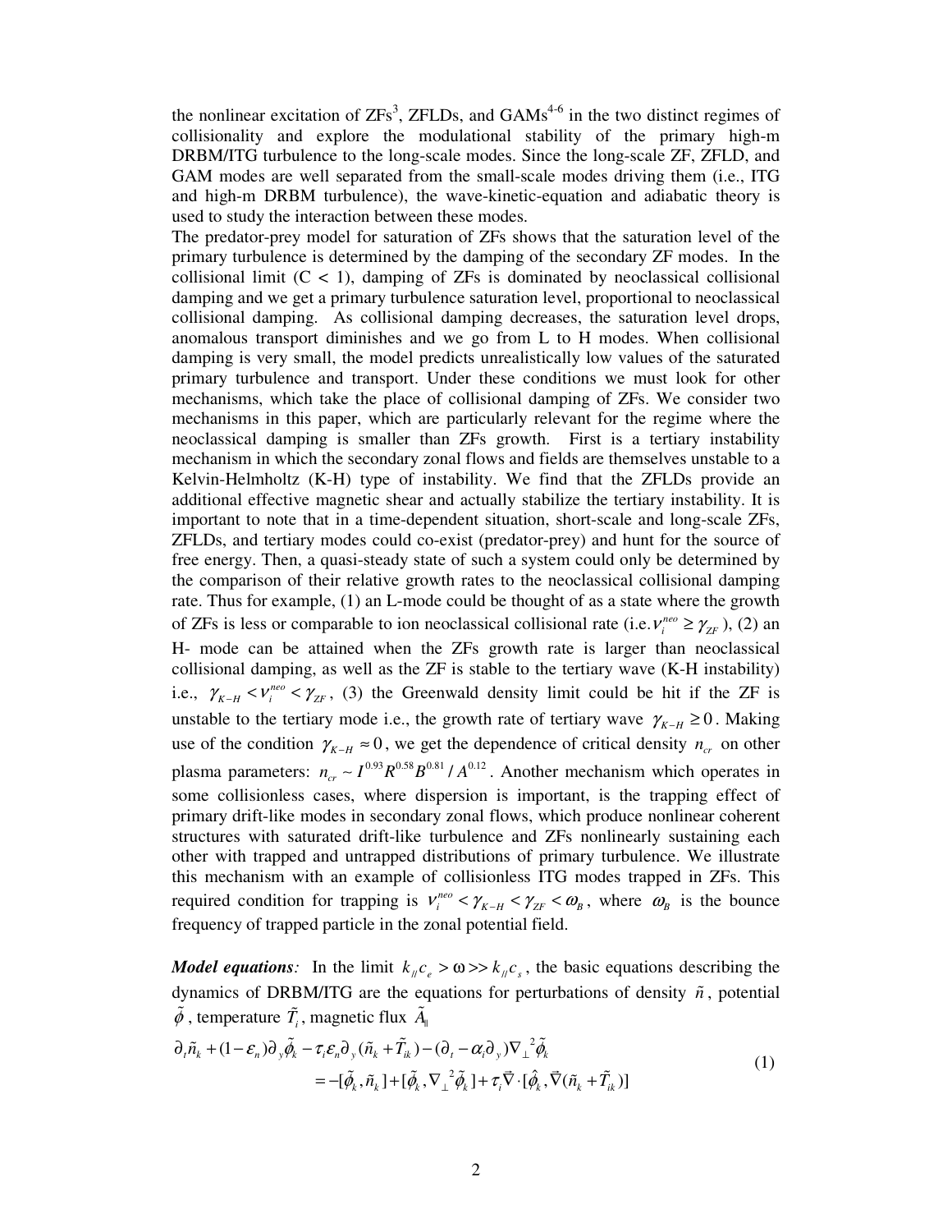the nonlinear excitation of ZFs[3], ZFLDs, and GAMs[4-6] in the two distinct regimes of collisionality and explore the modulational stability of the primary high-m DRBM/ITG turbulence to the long-scale modes. Since the long-scale ZF, ZFLD, and GAM modes are well separated from the small-scale modes driving them (i.e., ITG and high-m DRBM turbulence), the wave-kinetic-equation and adiabatic theory is used to study the interaction between these modes.

The predator-prey model for saturation of ZFs shows that the saturation level of the primary turbulence is determined by the damping of the secondary ZF modes. In the collisional limit ($C < 1$), damping of ZFs is dominated by neoclassical collisional damping and we get a primary turbulence saturation level, proportional to neoclassical collisional damping. As collisional damping decreases, the saturation level drops, anomalous transport diminishes and we go from L to H modes. When collisional damping is very small, the model predicts unrealistically low values of the saturated primary turbulence and transport. Under these conditions we must look for other mechanisms, which take the place of collisional damping of ZFs. We consider two mechanisms in this paper, which are particularly relevant for the regime where the neoclassical damping is smaller than ZFs growth. First is a tertiary instability mechanism in which the secondary zonal flows and fields are themselves unstable to a Kelvin-Helmholtz (K-H) type of instability. We find that the ZFLDs provide an additional effective magnetic shear and actually stabilize the tertiary instability. It is important to note that in a time-dependent situation, short-scale and long-scale ZFs, ZFLDs, and tertiary modes could co-exist (predator-prey) and hunt for the source of free energy. Then, a quasi-steady state of such a system could only be determined by the comparison of their relative growth rates to the neoclassical collisional damping rate. Thus for example, (1) an L-mode could be thought of as a state where the growth of ZFs is less or comparable to ion neoclassical collisional rate (i.e. $\nu_i^{neo} \geq \gamma_{ZF}$), (2) an H- mode can be attained when the ZFs growth rate is larger than neoclassical collisional damping, as well as the ZF is stable to the tertiary wave (K-H instability) i.e., $\gamma_{K-H} < \nu_i^{neo} < \gamma_{ZF}$, (3) the Greenwald density limit could be hit if the ZF is unstable to the tertiary mode i.e., the growth rate of tertiary wave $\gamma_{K-H} \geq 0$. Making use of the condition $\gamma_{K-H} \approx 0$, we get the dependence of critical density $n_{cr}$ on other plasma parameters: $n_{cr} \sim I^{0.93} R^{0.58} B^{0.81} / A^{0.12}$. Another mechanism which operates in some collisionless cases, where dispersion is important, is the trapping effect of primary drift-like modes in secondary zonal flows, which produce nonlinear coherent structures with saturated drift-like turbulence and ZFs nonlinearly sustaining each other with trapped and untrapped distributions of primary turbulence. We illustrate this mechanism with an example of collisionless ITG modes trapped in ZFs. This required condition for trapping is $\nu_i^{neo} < \gamma_{K-H} < \gamma_{ZF} < \omega_B$, where $\omega_B$ is the bounce frequency of trapped particle in the zonal potential field.

***Model equations**:* In the limit $k_{//} c_e > \omega >> k_{//} c_s$, the basic equations describing the dynamics of DRBM/ITG are the equations for perturbations of density $\tilde{n}$, potential $\tilde{\phi}$, temperature $\tilde{T}_i$, magnetic flux $\tilde{A}_{\|}$

$$
\begin{aligned}
\partial_t \tilde{n}_k + (1-\varepsilon_n)\partial_y \tilde{\phi}_k - \tau_i \varepsilon_n \partial_y (\tilde{n}_k + \tilde{T}_{ik}) - (\partial_t - \alpha_i \partial_y)\nabla_\perp^2 \tilde{\phi}_k & \\
= -[\tilde{\phi}_k, \tilde{n}_k] + [\tilde{\phi}_k, \nabla_\perp^2 \tilde{\phi}_k] + \tau_i \vec{\nabla} \cdot [\hat{\phi}_k, \vec{\nabla}(\tilde{n}_k + \tilde{T}_{ik})] &
\end{aligned} \tag{1}
$$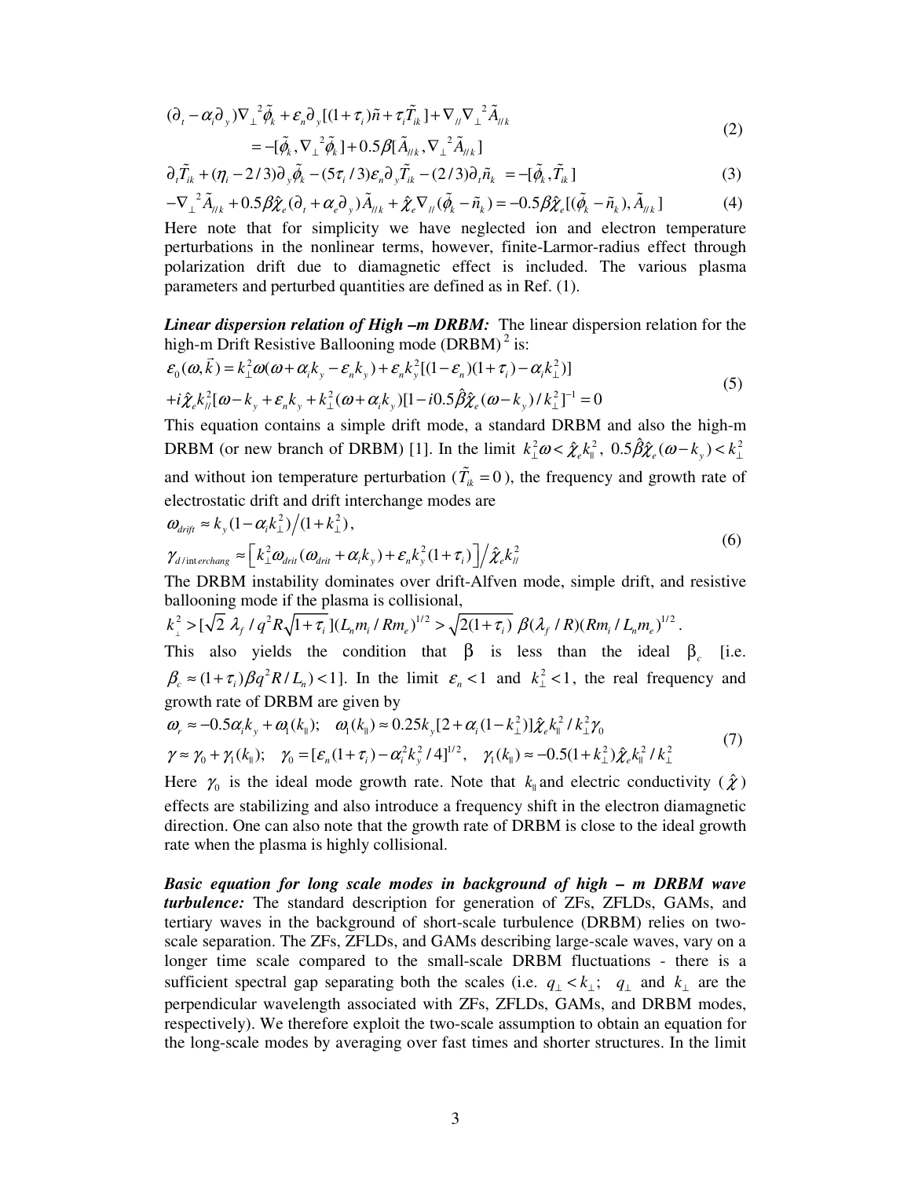$$(\partial_t - \alpha_i \partial_y)\nabla_\perp^{\ 2}\tilde{\phi}_k + \varepsilon_n \partial_y[(1+\tau_i)\tilde{n} + \tau_i \tilde{T}_{ik}] + \nabla_{//}\nabla_\perp^{\ 2}\tilde{A}_{//k}$$
$$= -[\tilde{\phi}_k, \nabla_\perp^{\ 2}\tilde{\phi}_k] + 0.5\beta[\tilde{A}_{//k}, \nabla_\perp^{\ 2}\tilde{A}_{//k}] \tag{2}$$

$$\partial_t \tilde{T}_{ik} + (\eta_i - 2/3)\partial_y \tilde{\phi}_k - (5\tau_i/3)\varepsilon_n \partial_y \tilde{T}_{ik} - (2/3)\partial_t \tilde{n}_k \ = -[\tilde{\phi}_k, \tilde{T}_{ik}] \tag{3}$$

$$-\nabla_\perp^{\ 2}\tilde{A}_{//k} + 0.5\beta\hat{\chi}_e(\partial_t + \alpha_e\partial_y)\tilde{A}_{//k} + \hat{\chi}_e\nabla_{//}(\tilde{\phi}_k - \tilde{n}_k) = -0.5\beta\hat{\chi}_e[(\tilde{\phi}_k - \tilde{n}_k), \tilde{A}_{//k}] \tag{4}$$

Here note that for simplicity we have neglected ion and electron temperature perturbations in the nonlinear terms, however, finite-Larmor-radius effect through polarization drift due to diamagnetic effect is included. The various plasma parameters and perturbed quantities are defined as in Ref. (1).

***Linear dispersion relation of High –m DRBM:*** The linear dispersion relation for the high-m Drift Resistive Ballooning mode (DRBM) [2] is:

$$\varepsilon_0(\omega, \vec{k}) = k_\perp^2\omega(\omega + \alpha_i k_y - \varepsilon_n k_y) + \varepsilon_n k_y^2[(1-\varepsilon_n)(1+\tau_i) - \alpha_i k_\perp^2)]$$
$$+ i\chi_e k_{//}^2[\omega - k_y + \varepsilon_n k_y + k_\perp^2(\omega + \alpha_i k_y)[1 - i0.5\hat{\beta}\hat{\chi}_e(\omega - k_y)/k_\perp^2]^{-1} = 0 \tag{5}$$

This equation contains a simple drift mode, a standard DRBM and also the high-m DRBM (or new branch of DRBM) [1]. In the limit $k_\perp^2\omega < \hat{\chi}_e k_\parallel^2$, $0.5\hat{\beta}\hat{\chi}_e(\omega - k_y) < k_\perp^2$ and without ion temperature perturbation ($\tilde{T}_{ik} = 0$), the frequency and growth rate of electrostatic drift and drift interchange modes are

$$\omega_{drift} \approx k_y(1 - \alpha_i k_\perp^2)\big/(1 + k_\perp^2),$$
$$\gamma_{d/\text{int}erchang} \approx \left[k_\perp^2\omega_{drit}(\omega_{drit} + \alpha_i k_y) + \varepsilon_n k_y^2(1+\tau_i)\right]\big/\hat{\chi}_e k_{//}^2 \tag{6}$$

The DRBM instability dominates over drift-Alfven mode, simple drift, and resistive ballooning mode if the plasma is collisional,
$k_\perp^2 > [\sqrt{2}\ \lambda_f / q^2 R\sqrt{1+\tau_i}\,](L_n m_i / R m_e)^{1/2} > \sqrt{2(1+\tau_i)}\ \beta(\lambda_f / R)(Rm_i / L_n m_e)^{1/2}$.
This also yields the condition that $\beta$ is less than the ideal $\beta_c$ [i.e. $\beta_c \approx (1+\tau_i)\beta q^2 R / L_n) < 1$]. In the limit $\varepsilon_n < 1$ and $k_\perp^2 < 1$, the real frequency and growth rate of DRBM are given by

$$\omega_r \approx -0.5\alpha_i k_y + \omega_1(k_\parallel); \quad \omega_1(k_\parallel) \approx 0.25 k_y[2 + \alpha_i(1 - k_\perp^2)]\hat{\chi}_e k_\parallel^2 / k_\perp^2\gamma_0$$
$$\gamma \approx \gamma_0 + \gamma_1(k_\parallel); \quad \gamma_0 = [\varepsilon_n(1+\tau_i) - \alpha_i^2 k_y^2/4]^{1/2}, \quad \gamma_1(k_\parallel) \approx -0.5(1+k_\perp^2)\hat{\chi}_e k_\parallel^2 / k_\perp^2 \tag{7}$$

Here $\gamma_0$ is the ideal mode growth rate. Note that $k_\parallel$ and electric conductivity ($\hat{\chi}$) effects are stabilizing and also introduce a frequency shift in the electron diamagnetic direction. One can also note that the growth rate of DRBM is close to the ideal growth rate when the plasma is highly collisional.

***Basic equation for long scale modes in background of high – m DRBM wave turbulence:*** The standard description for generation of ZFs, ZFLDs, GAMs, and tertiary waves in the background of short-scale turbulence (DRBM) relies on two-scale separation. The ZFs, ZFLDs, and GAMs describing large-scale waves, vary on a longer time scale compared to the small-scale DRBM fluctuations - there is a sufficient spectral gap separating both the scales (i.e. $q_\perp < k_\perp$; $q_\perp$ and $k_\perp$ are the perpendicular wavelength associated with ZFs, ZFLDs, GAMs, and DRBM modes, respectively). We therefore exploit the two-scale assumption to obtain an equation for the long-scale modes by averaging over fast times and shorter structures. In the limit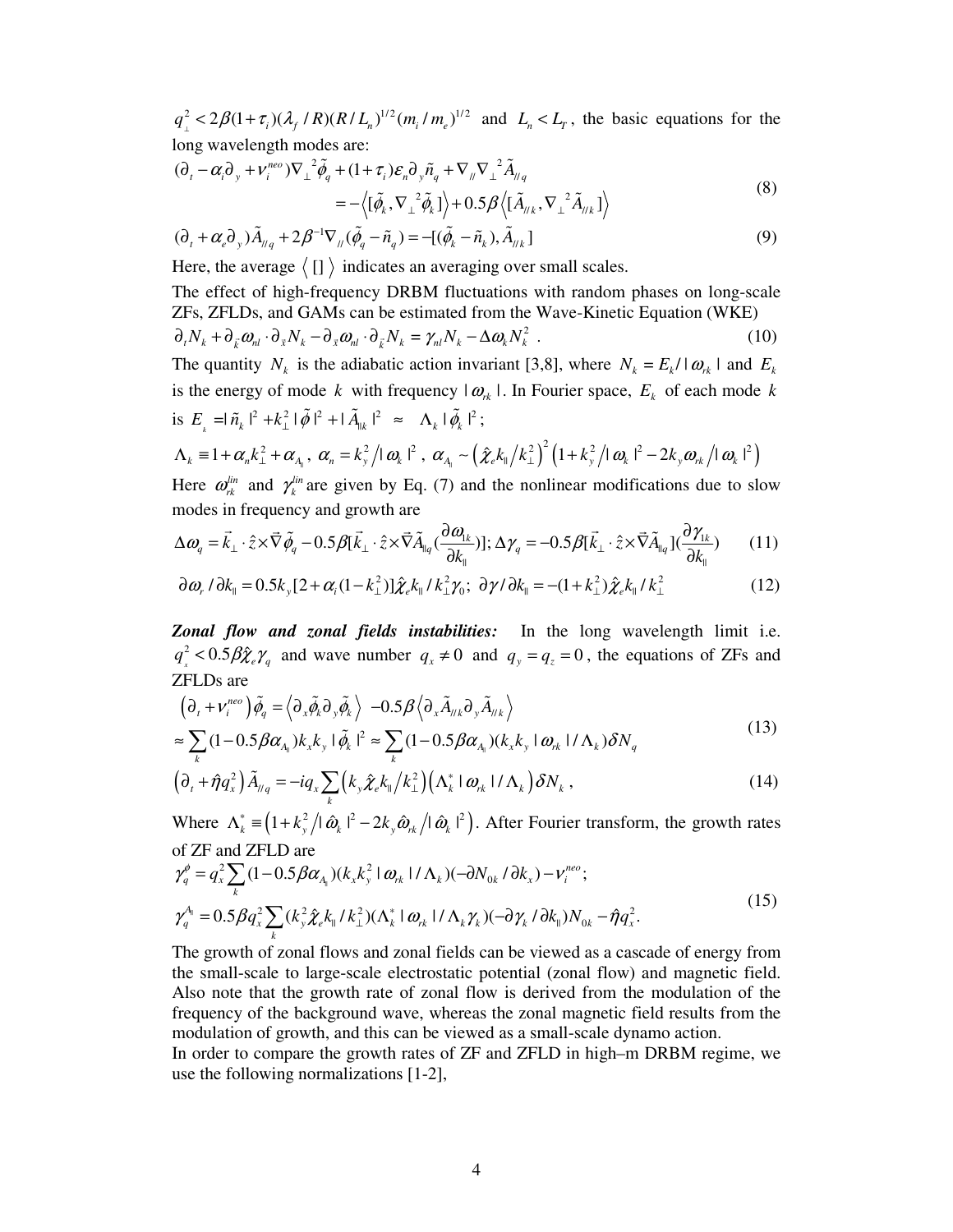$q_{\perp}^2 < 2\beta(1+\tau_i)(\lambda_f / R)(R/L_n)^{1/2}(m_i/m_e)^{1/2}$ and $L_n < L_T$, the basic equations for the long wavelength modes are:

$$
\begin{aligned}
(\partial_t - \alpha_i \partial_y + \nu_i^{neo})\nabla_{\perp}{}^2 \tilde{\phi}_q + (1+\tau_i)\varepsilon_n \partial_y \tilde{n}_q + \nabla_{//}\nabla_{\perp}{}^2 \tilde{A}_{//q} \\
= -\left\langle [\tilde{\phi}_k, \nabla_{\perp}{}^2 \tilde{\phi}_k] \right\rangle + 0.5\beta \left\langle [\tilde{A}_{//k}, \nabla_{\perp}{}^2 \tilde{A}_{//k}] \right\rangle
\end{aligned} \tag{8}
$$

$$
(\partial_t + \alpha_e \partial_y)\tilde{A}_{//q} + 2\beta^{-1}\nabla_{//}(\tilde{\phi}_q - \tilde{n}_q) = -[(\tilde{\phi}_k - \tilde{n}_k), \tilde{A}_{//k}] \tag{9}
$$

Here, the average $\langle [] \rangle$ indicates an averaging over small scales.

The effect of high-frequency DRBM fluctuations with random phases on long-scale ZFs, ZFLDs, and GAMs can be estimated from the Wave-Kinetic Equation (WKE)

$$
\partial_t N_k + \partial_{\vec{k}}\omega_{nl} \cdot \partial_{\vec{x}} N_k - \partial_{\vec{x}}\omega_{nl} \cdot \partial_{\vec{k}} N_k = \gamma_{nl} N_k - \Delta\omega_k N_k^2 \ . \tag{10}
$$

The quantity $N_k$ is the adiabatic action invariant [3,8], where $N_k = E_k / |\omega_{rk}|$ and $E_k$ is the energy of mode $k$ with frequency $|\omega_{rk}|$. In Fourier space, $E_k$ of each mode $k$ is $E_k = |\tilde{n}_k|^2 + k_{\perp}^2 |\tilde{\phi}|^2 + |\tilde{A}_{\|k}|^2 \approx \Lambda_k |\tilde{\phi}_k|^2$;

$\Lambda_k \equiv 1 + \alpha_n k_{\perp}^2 + \alpha_{A_{\|}}$, $\alpha_n = k_y^2 / |\omega_k|^2$, $\alpha_{A_{\|}} \sim \left(\hat{\chi}_e k_{\|} / k_{\perp}^2\right)^2 \left(1 + k_y^2 / |\omega_k|^2 - 2k_y\omega_{rk} / |\omega_k|^2\right)$

Here $\omega_{rk}^{lin}$ and $\gamma_k^{lin}$ are given by Eq. (7) and the nonlinear modifications due to slow modes in frequency and growth are

$$
\Delta\omega_q = \vec{k}_{\perp} \cdot \hat{z} \times \vec{\nabla}\tilde{\phi}_q - 0.5\beta[\vec{k}_{\perp} \cdot \hat{z} \times \vec{\nabla}\tilde{A}_{\|q}(\frac{\partial\omega_{1k}}{\partial k_{\|}})]; \Delta\gamma_q = -0.5\beta[\vec{k}_{\perp} \cdot \hat{z} \times \vec{\nabla}\tilde{A}_{\|q}](\frac{\partial\gamma_{1k}}{\partial k_{\|}}) \tag{11}
$$

$$
\partial\omega_r / \partial k_{\|} = 0.5k_y[2 + \alpha_i(1 - k_{\perp}^2)]\hat{\chi}_e k_{\|} / k_{\perp}^2 \gamma_0; \ \partial\gamma / \partial k_{\|} = -(1 + k_{\perp}^2)\hat{\chi}_e k_{\|} / k_{\perp}^2 \tag{12}
$$

***Zonal flow and zonal fields instabilities:*** In the long wavelength limit i.e. $q_x^2 < 0.5\beta\hat{\chi}_e\gamma_q$ and wave number $q_x \neq 0$ and $q_y = q_z = 0$, the equations of ZFs and ZFLDs are

$$
\begin{aligned}
&\left(\partial_t + \nu_i^{neo}\right)\tilde{\phi}_q = \left\langle \partial_x \tilde{\phi}_k \partial_y \tilde{\phi}_k \right\rangle - 0.5\beta \left\langle \partial_x \tilde{A}_{//k} \partial_y \tilde{A}_{//k} \right\rangle \\
&\approx \sum_k (1 - 0.5\beta\alpha_{A_{\|}}) k_x k_y |\tilde{\phi}_k|^2 \approx \sum_k (1 - 0.5\beta\alpha_{A_{\|}})(k_x k_y |\omega_{rk}| / \Lambda_k)\delta N_q
\end{aligned} \tag{13}
$$

$$
\left(\partial_t + \hat{\eta}q_x^2\right)\tilde{A}_{//q} = -iq_x \sum_k \left(k_y \hat{\chi}_e k_{\|} / k_{\perp}^2\right)\left(\Lambda_k^* |\omega_{rk}| / \Lambda_k\right)\delta N_k \ , \tag{14}
$$

Where $\Lambda_k^* \equiv \left(1 + k_y^2 / |\hat{\omega}_k|^2 - 2k_y\hat{\omega}_{rk} / |\hat{\omega}_k|^2\right)$. After Fourier transform, the growth rates of ZF and ZFLD are

$$
\begin{aligned}
\gamma_q^{\phi} &= q_x^2 \sum_k (1 - 0.5\beta\alpha_{A_{\|}})(k_x k_y^2 |\omega_{rk}| / \Lambda_k)(-\partial N_{0k} / \partial k_x) - \nu_i^{neo}; \\
\gamma_q^{A_{\|}} &= 0.5\beta q_x^2 \sum_k (k_y^2 \hat{\chi}_e k_{\|} / k_{\perp}^2)(\Lambda_k^* |\omega_{rk}| / \Lambda_k \gamma_k)(-\partial\gamma_k / \partial k_{\|}) N_{0k} - \hat{\eta}q_x^2.
\end{aligned} \tag{15}
$$

The growth of zonal flows and zonal fields can be viewed as a cascade of energy from the small-scale to large-scale electrostatic potential (zonal flow) and magnetic field. Also note that the growth rate of zonal flow is derived from the modulation of the frequency of the background wave, whereas the zonal magnetic field results from the modulation of growth, and this can be viewed as a small-scale dynamo action.

In order to compare the growth rates of ZF and ZFLD in high–m DRBM regime, we use the following normalizations [1-2],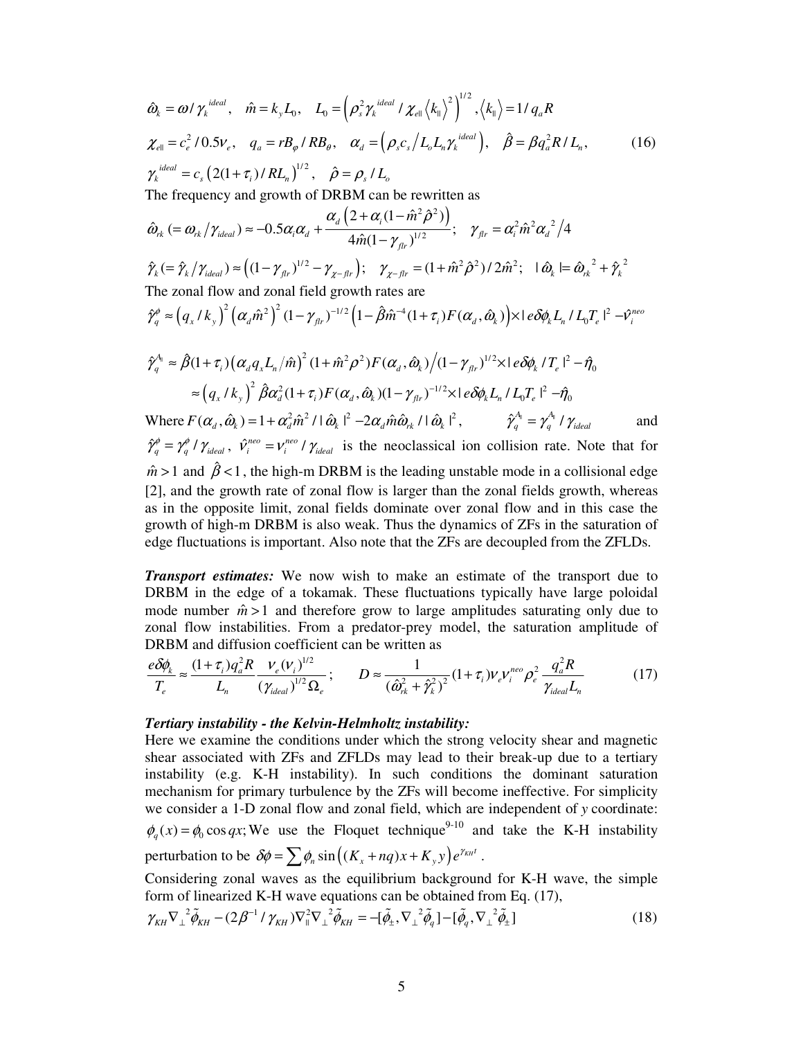$$\hat{\omega}_k = \omega / \gamma_k^{ideal}, \quad \hat{m} = k_y L_0, \quad L_0 = \left(\rho_s^2 \gamma_k^{ideal} / \chi_{e\parallel} \langle k_\parallel \rangle^2\right)^{1/2}, \langle k_\parallel \rangle = 1/q_a R$$

$$\chi_{e\parallel} = c_e^2 / 0.5\nu_e, \quad q_a = rB_\varphi / RB_\theta, \quad \alpha_d = \left(\rho_s c_s / L_o L_n \gamma_k^{ideal}\right), \quad \hat{\beta} = \beta q_a^2 R / L_n, \tag{16}$$

$$\gamma_k^{ideal} = c_s \left(2(1+\tau_i)/RL_n\right)^{1/2}, \quad \hat{\rho} = \rho_s / L_o$$

The frequency and growth of DRBM can be rewritten as

$$\hat{\omega}_{rk} (= \omega_{rk} / \gamma_{ideal}) \approx -0.5\alpha_i \alpha_d + \frac{\alpha_d \left(2 + \alpha_i (1 - \hat{m}^2 \hat{\rho}^2)\right)}{4\hat{m}(1-\gamma_{flr})^{1/2}}; \quad \gamma_{flr} = \alpha_i^2 \hat{m}^2 \alpha_d{}^2 / 4$$

$$\hat{\gamma}_k (= \hat{\gamma}_k / \gamma_{ideal}) \approx \left((1-\gamma_{flr})^{1/2} - \gamma_{\chi-flr}\right); \quad \gamma_{\chi-flr} = (1 + \hat{m}^2 \hat{\rho}^2)/2\hat{m}^2; \quad |\hat{\omega}_k| = \hat{\omega}_{rk}{}^2 + \hat{\gamma}_k{}^2$$

The zonal flow and zonal field growth rates are

$$\hat{\gamma}_q^\phi \approx \left(q_x / k_y\right)^2 \left(\alpha_d \hat{m}^2\right)^2 (1-\gamma_{flr})^{-1/2} \left(1 - \hat{\beta}\hat{m}^{-4}(1+\tau_i) F(\alpha_d, \hat{\omega}_k)\right) \times | e\delta\phi_k L_n / L_0 T_e |^2 - \hat{\nu}_i^{neo}$$

$$\hat{\gamma}_q^{A_\parallel} \approx \hat{\beta}(1+\tau_i)\left(\alpha_d q_x L_n / \hat{m}\right)^2 (1 + \hat{m}^2 \rho^2) F(\alpha_d, \hat{\omega}_k) \Big/ (1-\gamma_{flr})^{1/2} \times | e\delta\phi_k / T_e |^2 - \hat{\eta}_0$$

$$\approx \left(q_x / k_y\right)^2 \hat{\beta}\alpha_d^2 (1+\tau_i) F(\alpha_d, \hat{\omega}_k)(1-\gamma_{flr})^{-1/2} \times | e\delta\phi_k L_n / L_0 T_e |^2 - \hat{\eta}_0$$

Where $F(\alpha_d, \hat{\omega}_k) = 1 + \alpha_d^2 \hat{m}^2 / |\hat{\omega}_k|^2 - 2\alpha_d \hat{m}\hat{\omega}_{rk} / |\hat{\omega}_k|^2$, $\hat{\gamma}_q^{A_\parallel} = \gamma_q^{A_\parallel} / \gamma_{ideal}$ and $\hat{\gamma}_q^\phi = \gamma_q^\phi / \gamma_{ideal}$, $\hat{\nu}_i^{neo} = \nu_i^{neo} / \gamma_{ideal}$ is the neoclassical ion collision rate. Note that for $\hat{m} > 1$ and $\hat{\beta} < 1$, the high-m DRBM is the leading unstable mode in a collisional edge [2], and the growth rate of zonal flow is larger than the zonal fields growth, whereas as in the opposite limit, zonal fields dominate over zonal flow and in this case the growth of high-m DRBM is also weak. Thus the dynamics of ZFs in the saturation of edge fluctuations is important. Also note that the ZFs are decoupled from the ZFLDs.

***Transport estimates:*** We now wish to make an estimate of the transport due to DRBM in the edge of a tokamak. These fluctuations typically have large poloidal mode number $\hat{m} > 1$ and therefore grow to large amplitudes saturating only due to zonal flow instabilities. From a predator-prey model, the saturation amplitude of DRBM and diffusion coefficient can be written as

$$\frac{e\delta\phi_k}{T_e} \approx \frac{(1+\tau_i) q_a^2 R}{L_n} \frac{\nu_e (\nu_i)^{1/2}}{(\gamma_{ideal})^{1/2} \Omega_e}; \qquad D \approx \frac{1}{(\hat{\omega}_{rk}^2 + \hat{\gamma}_k^2)^2} (1+\tau_i) \nu_e \nu_i^{neo} \rho_e^2 \frac{q_a^2 R}{\gamma_{ideal} L_n} \tag{17}$$

***Tertiary instability - the Kelvin-Helmholtz instability:***

Here we examine the conditions under which the strong velocity shear and magnetic shear associated with ZFs and ZFLDs may lead to their break-up due to a tertiary instability (e.g. K-H instability). In such conditions the dominant saturation mechanism for primary turbulence by the ZFs will become ineffective. For simplicity we consider a 1-D zonal flow and zonal field, which are independent of *y* coordinate: $\phi_q(x) = \phi_0 \cos qx$; We use the Floquet technique[9-10] and take the K-H instability perturbation to be $\delta\phi = \sum \phi_n \sin\left((K_x + nq)x + K_y y\right) e^{\gamma_{KH} t}$.

Considering zonal waves as the equilibrium background for K-H wave, the simple form of linearized K-H wave equations can be obtained from Eq. (17),

$$\gamma_{KH} \nabla_\perp{}^2 \tilde{\phi}_{KH} - (2\beta^{-1} / \gamma_{KH}) \nabla_\parallel^2 \nabla_\perp{}^2 \tilde{\phi}_{KH} = -[\tilde{\phi}_\pm, \nabla_\perp{}^2 \tilde{\phi}_q] - [\tilde{\phi}_q, \nabla_\perp{}^2 \tilde{\phi}_\pm] \tag{18}$$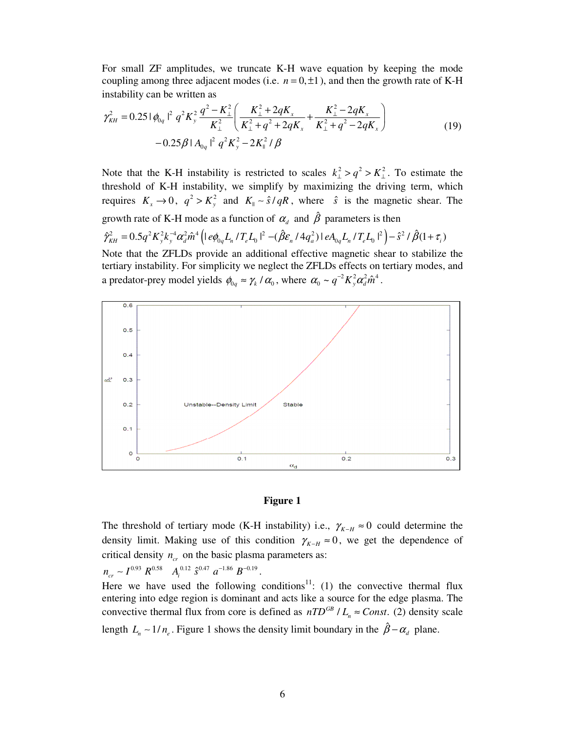For small ZF amplitudes, we truncate K-H wave equation by keeping the mode coupling among three adjacent modes (i.e. $n = 0, \pm 1$), and then the growth rate of K-H instability can be written as

$$\gamma_{KH}^2 = 0.25|\phi_{0q}|^2 q^2 K_y^2 \frac{q^2 - K_\perp^2}{K_\perp^2}\left(\frac{K_\perp^2 + 2qK_x}{K_\perp^2 + q^2 + 2qK_x} + \frac{K_\perp^2 - 2qK_x}{K_\perp^2 + q^2 - 2qK_x}\right) \\ -0.25\beta |A_{0q}|^2 q^2 K_y^2 - 2K_\parallel^2/\beta \tag{19}$$

Note that the K-H instability is restricted to scales $k_\perp^2 > q^2 > K_\perp^2$. To estimate the threshold of K-H instability, we simplify by maximizing the driving term, which requires $K_x \to 0$, $q^2 > K_y^2$ and $K_\parallel \sim \hat{s}/qR$, where $\hat{s}$ is the magnetic shear. The growth rate of K-H mode as a function of $\alpha_d$ and $\hat{\beta}$ parameters is then

$\hat{\gamma}_{KH}^2 = 0.5q^2K_y^2k_y^{-4}\alpha_d^2\hat{m}^4\left(|e\phi_{0q}L_n/T_eL_0|^2 - (\hat{\beta}\varepsilon_n/4q_a^2)|eA_{0q}L_n/T_eL_0|^2\right) - \hat{s}^2/\hat{\beta}(1+\tau_i)$

Note that the ZFLDs provide an additional effective magnetic shear to stabilize the tertiary instability. For simplicity we neglect the ZFLDs effects on tertiary modes, and a predator-prey model yields $\phi_{0q} \approx \gamma_k/\alpha_0$, where $\alpha_0 \sim q^{-2}K_y^2\alpha_d^2\hat{m}^4$.

**Figure 1**

The threshold of tertiary mode (K-H instability) i.e., $\gamma_{K-H} \approx 0$ could determine the density limit. Making use of this condition $\gamma_{K-H} \approx 0$, we get the dependence of critical density $n_{cr}$ on the basic plasma parameters as:

$n_{cr} \sim I^{0.93}\ R^{0.58}\quad A_i^{0.12}\ \hat{s}^{0.47}\ a^{-1.86}\ B^{-0.19}$.

Here we have used the following conditions[11]: (1) the convective thermal flux entering into edge region is dominant and acts like a source for the edge plasma. The convective thermal flux from core is defined as $nTD^{GB}/L_n \approx Const$. (2) density scale length $L_n \sim 1/n_e$. Figure 1 shows the density limit boundary in the $\hat{\beta} - \alpha_d$ plane.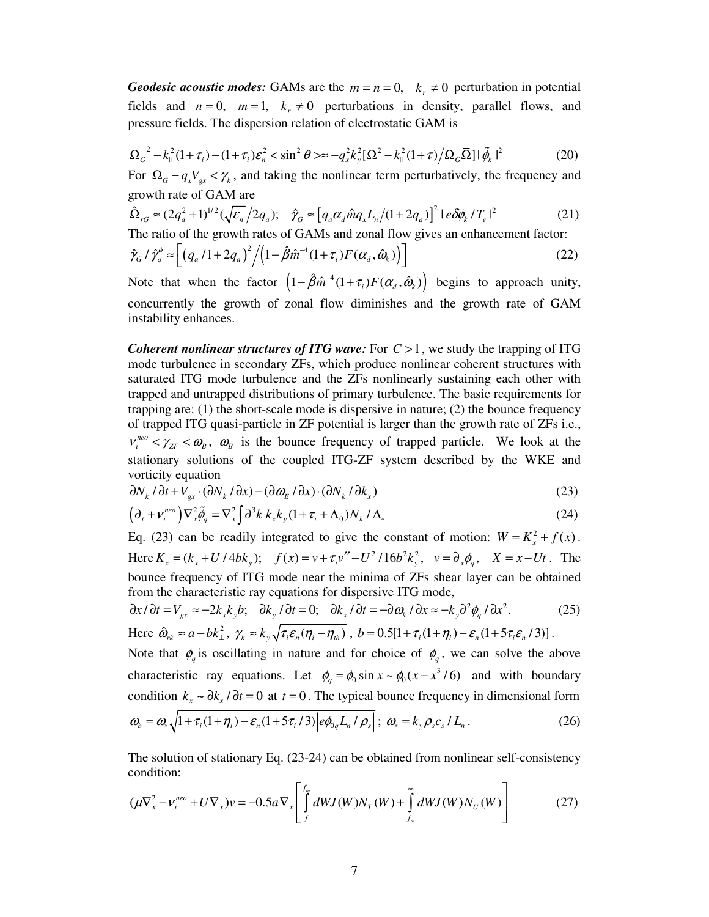***Geodesic acoustic modes:*** GAMs are the $m = n = 0, \quad k_r \neq 0$ perturbation in potential fields and $n = 0, \quad m = 1, \quad k_r \neq 0$ perturbations in density, parallel flows, and pressure fields. The dispersion relation of electrostatic GAM is

$$\Omega_G{}^2 - k_\parallel^2(1+\tau_i) - (1+\tau_i)\varepsilon_n^2 < \sin^2\theta > \approx -q_x^2 k_y^2 [\Omega^2 - k_\parallel^2(1+\tau)/\Omega_G \overline{\Omega}] |\tilde{\phi}_k|^2 \tag{20}$$

For $\Omega_G - q_x V_{gx} < \gamma_k$, and taking the nonlinear term perturbatively, the frequency and growth rate of GAM are

$$\hat{\Omega}_{rG} \approx (2q_a^2+1)^{1/2}(\sqrt{\varepsilon_n}/2q_a); \quad \hat{\gamma}_G \approx \left[q_a \alpha_d \hat{m} q_x L_n/(1+2q_a)\right]^2 |e\delta\phi_k/T_e|^2 \tag{21}$$

The ratio of the growth rates of GAMs and zonal flow gives an enhancement factor:

$$\hat{\gamma}_G / \hat{\gamma}_q^\phi \approx \left[(q_a/1+2q_a)^2 \Big/ \left(1-\hat{\beta}\hat{m}^{-4}(1+\tau_i)F(\alpha_d,\hat{\omega}_k)\right)\right] \tag{22}$$

Note that when the factor $\left(1-\hat{\beta}\hat{m}^{-4}(1+\tau_i)F(\alpha_d,\hat{\omega}_k)\right)$ begins to approach unity, concurrently the growth of zonal flow diminishes and the growth rate of GAM instability enhances.

***Coherent nonlinear structures of ITG wave:*** For $C > 1$, we study the trapping of ITG mode turbulence in secondary ZFs, which produce nonlinear coherent structures with saturated ITG mode turbulence and the ZFs nonlinearly sustaining each other with trapped and untrapped distributions of primary turbulence. The basic requirements for trapping are: (1) the short-scale mode is dispersive in nature; (2) the bounce frequency of trapped ITG quasi-particle in ZF potential is larger than the growth rate of ZFs i.e., $\nu_i^{neo} < \gamma_{ZF} < \omega_B$, $\omega_B$ is the bounce frequency of trapped particle. We look at the stationary solutions of the coupled ITG-ZF system described by the WKE and vorticity equation

$$\partial N_k/\partial t + V_{gx}\cdot(\partial N_k/\partial x) - (\partial\omega_E/\partial x)\cdot(\partial N_k/\partial k_x) \tag{23}$$

$$\left(\partial_t + \nu_i^{neo}\right)\nabla_x^2\tilde{\phi}_q = \nabla_x^2 \int \partial^3 k\, k_x k_y (1+\tau_i+\Lambda_0) N_k/\Delta_* \tag{24}$$

Eq. (23) can be readily integrated to give the constant of motion: $W = K_x^2 + f(x)$. Here $K_x = (k_x + U/4bk_y)$; $\quad f(x) = v + \tau_i v'' - U^2/16b^2k_y^2, \quad v = \partial_x\phi_q, \quad X = x - Ut$. The bounce frequency of ITG mode near the minima of ZFs shear layer can be obtained from the characteristic ray equations for dispersive ITG mode,

$$\partial x/\partial t = V_{gx} \approx -2k_x k_y b; \quad \partial k_y/\partial t = 0; \quad \partial k_x/\partial t = -\partial\omega_k/\partial x \approx -k_y \partial^2\phi_q/\partial x^2. \tag{25}$$

Here $\hat{\omega}_{rk} \approx a - bk_\perp^2$, $\gamma_k \approx k_y\sqrt{\tau_i\varepsilon_n(\eta_i-\eta_{th})}$, $b = 0.5[1+\tau_i(1+\eta_i) - \varepsilon_n(1+5\tau_i\varepsilon_n/3)]$.

Note that $\phi_q$ is oscillating in nature and for choice of $\phi_q$, we can solve the above characteristic ray equations. Let $\phi_q = \phi_0 \sin x \sim \phi_0(x - x^3/6)$ and with boundary condition $k_x \sim \partial k_x/\partial t = 0$ at $t = 0$. The typical bounce frequency in dimensional form

$$\omega_b = \omega_*\sqrt{1+\tau_i(1+\eta_i) - \varepsilon_n(1+5\tau_i/3)\left|e\phi_{0q}L_n/\rho_s\right|}\,; \quad \omega_* = k_y\rho_s c_s/L_n. \tag{26}$$

The solution of stationary Eq. (23-24) can be obtained from nonlinear self-consistency condition:

$$(\mu\nabla_x^2 - \nu_i^{neo} + U\nabla_x)v = -0.5\overline{a}\nabla_x\left[\int_f^{f_m} dW J(W) N_T(W) + \int_{f_m}^{\infty} dW J(W) N_U(W)\right] \tag{27}$$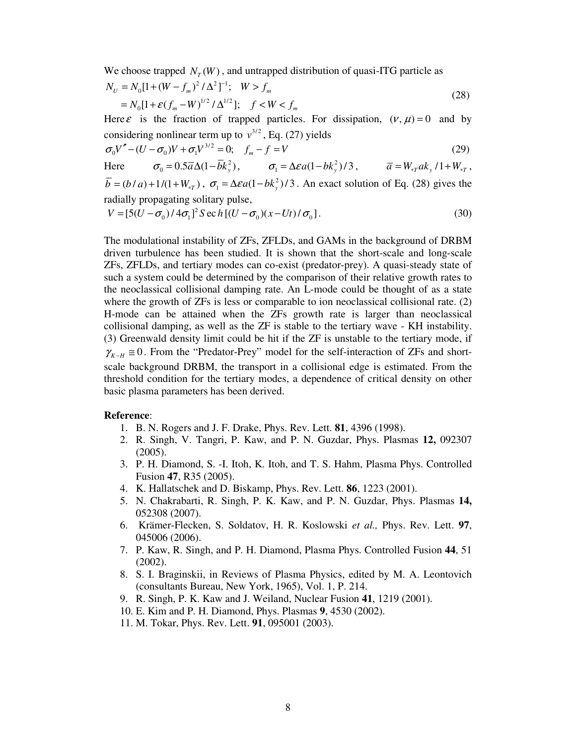We choose trapped $N_T(W)$, and untrapped distribution of quasi-ITG particle as

$$N_U = N_0[1+(W-f_m)^2/\Delta^2]^{-1}; \quad W > f_m$$
$$= N_0[1+\varepsilon(f_m - W)^{1/2}/\Delta^{1/2}]; \quad f < W < f_m \tag{28}$$

Here $\varepsilon$ is the fraction of trapped particles. For dissipation, $(\nu, \mu) = 0$ and by considering nonlinear term up to $v^{3/2}$, Eq. (27) yields

$$\sigma_0 V'' - (U - \sigma_0)V + \sigma_1 V^{3/2} = 0; \quad f_m - f = V \tag{29}$$

Here $\sigma_0 = 0.5\bar{a}\Delta(1-\bar{b}k_y^2)$, $\sigma_1 = \Delta\varepsilon a(1-bk_y^2)/3$, $\bar{a} = W_{*T}ak_y/1+W_{*T}$, $\bar{b} = (b/a)+1/(1+W_{*T})$, $\sigma_1 = \Delta\varepsilon a(1-bk_y^2)/3$. An exact solution of Eq. (28) gives the radially propagating solitary pulse,

$$V = [5(U-\sigma_0)/4\sigma_1]^2 S\,\mathrm{ec}\,h[(U-\sigma_0)(x-Ut)/\sigma_0]. \tag{30}$$

The modulational instability of ZFs, ZFLDs, and GAMs in the background of DRBM driven turbulence has been studied. It is shown that the short-scale and long-scale ZFs, ZFLDs, and tertiary modes can co-exist (predator-prey). A quasi-steady state of such a system could be determined by the comparison of their relative growth rates to the neoclassical collisional damping rate. An L-mode could be thought of as a state where the growth of ZFs is less or comparable to ion neoclassical collisional rate. (2) H-mode can be attained when the ZFs growth rate is larger than neoclassical collisional damping, as well as the ZF is stable to the tertiary wave - KH instability. (3) Greenwald density limit could be hit if the ZF is unstable to the tertiary mode, if $\gamma_{K-H} \cong 0$. From the "Predator-Prey" model for the self-interaction of ZFs and short-scale background DRBM, the transport in a collisional edge is estimated. From the threshold condition for the tertiary modes, a dependence of critical density on other basic plasma parameters has been derived.

**Reference**:

1. B. N. Rogers and J. F. Drake, Phys. Rev. Lett. **81**, 4396 (1998).
2. R. Singh, V. Tangri, P. Kaw, and P. N. Guzdar, Phys. Plasmas **12,** 092307 (2005).
3. P. H. Diamond, S. -I. Itoh, K. Itoh, and T. S. Hahm, Plasma Phys. Controlled Fusion **47**, R35 (2005).
4. K. Hallatschek and D. Biskamp, Phys. Rev. Lett. **86**, 1223 (2001).
5. N. Chakrabarti, R. Singh, P. K. Kaw, and P. N. Guzdar, Phys. Plasmas **14,** 052308 (2007).
6. Krämer-Flecken, S. Soldatov, H. R. Koslowski *et al.,* Phys. Rev. Lett. **97**, 045006 (2006).
7. P. Kaw, R. Singh, and P. H. Diamond, Plasma Phys. Controlled Fusion **44**, 51 (2002).
8. S. I. Braginskii, in Reviews of Plasma Physics, edited by M. A. Leontovich (consultants Bureau, New York, 1965), Vol. 1, P. 214.
9. R. Singh, P. K. Kaw and J. Weiland, Nuclear Fusion **41**, 1219 (2001).
10. E. Kim and P. H. Diamond, Phys. Plasmas **9**, 4530 (2002).
11. M. Tokar, Phys. Rev. Lett. **91**, 095001 (2003).